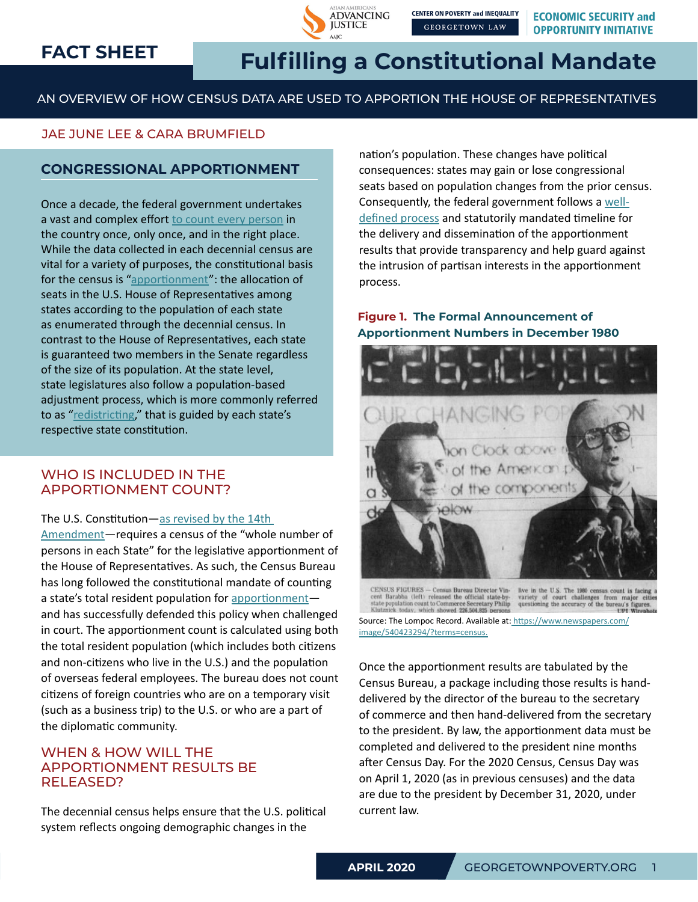FACT SHEET

# Fulfilling a Constitutional Mandate

AN OVERVIEW OF HOW CENSUS DATA ARE USED TO APPORTION THE HOUSE OF REPRESENTATIVES

JAE JUNE LEE & CARA BRUMFIELD

## CONGRESSIONAL APPORTIONMENT

Once a decade, the federal government undertakes a vast and complex effort to count every person in the country once, only once, and in the right place. While the data collected in each decennial census are vital for a variety of purposes, the constitutional basis for the census is "apportionment": the allocation of seats in the U.S. House of Representatives among states according to the population of each state as enumerated through the decennial census. In contrast to the House of Representatives, each state is guaranteed two members in the Senate regardless of the size of its population. At the state level, state legislatures also follow a population-based adjustment process, which is more commonly referred to as "redistricting," that is guided by each state's respective state constitution.

## WHO IS INCLUDED IN THE APPORTIONMENT COUNT?

The U.S. Constitution—as revised by the 14th Amendment—requires a census of the "whole number of persons in each State" for the legislative apportionment of the House of Representatives. As such, the Census Bureau has long followed the constitutional mandate of counting a state's total resident population for apportionment—and has successfully defended this policy when challenged in court. The apportionment count is calculated using both the total resident population (which includes both citizens and non-citizens who live in the U.S.) and the population of overseas federal employees. The bureau does not count citizens of foreign countries who are on a temporary visit (such as a business trip) to the U.S. or who are a part of the diplomatic community.

## WHEN & HOW WILL THE APPORTIONMENT RESULTS BE RELEASED?

The decennial census helps ensure that the U.S. political system reflects ongoing demographic changes in the nation's population. These changes have political consequences: states may gain or lose congressional seats based on population changes from the prior census. Consequently, the federal government follows a well-defined process and statutorily mandated timeline for the delivery and dissemination of the apportionment results that provide transparency and help guard against the intrusion of partisan interests in the apportionment process.

**Figure 1. The Formal Announcement of Apportionment Numbers in December 1980**

Source: The Lompoc Record. Available at: https://www.newspapers.com/image/540423294/?terms=census.

Once the apportionment results are tabulated by the Census Bureau, a package including those results is hand-delivered by the director of the bureau to the secretary of commerce and then hand-delivered from the secretary to the president. By law, the apportionment data must be completed and delivered to the president nine months after Census Day. For the 2020 Census, Census Day was on April 1, 2020 (as in previous censuses) and the data are due to the president by December 31, 2020, under current law.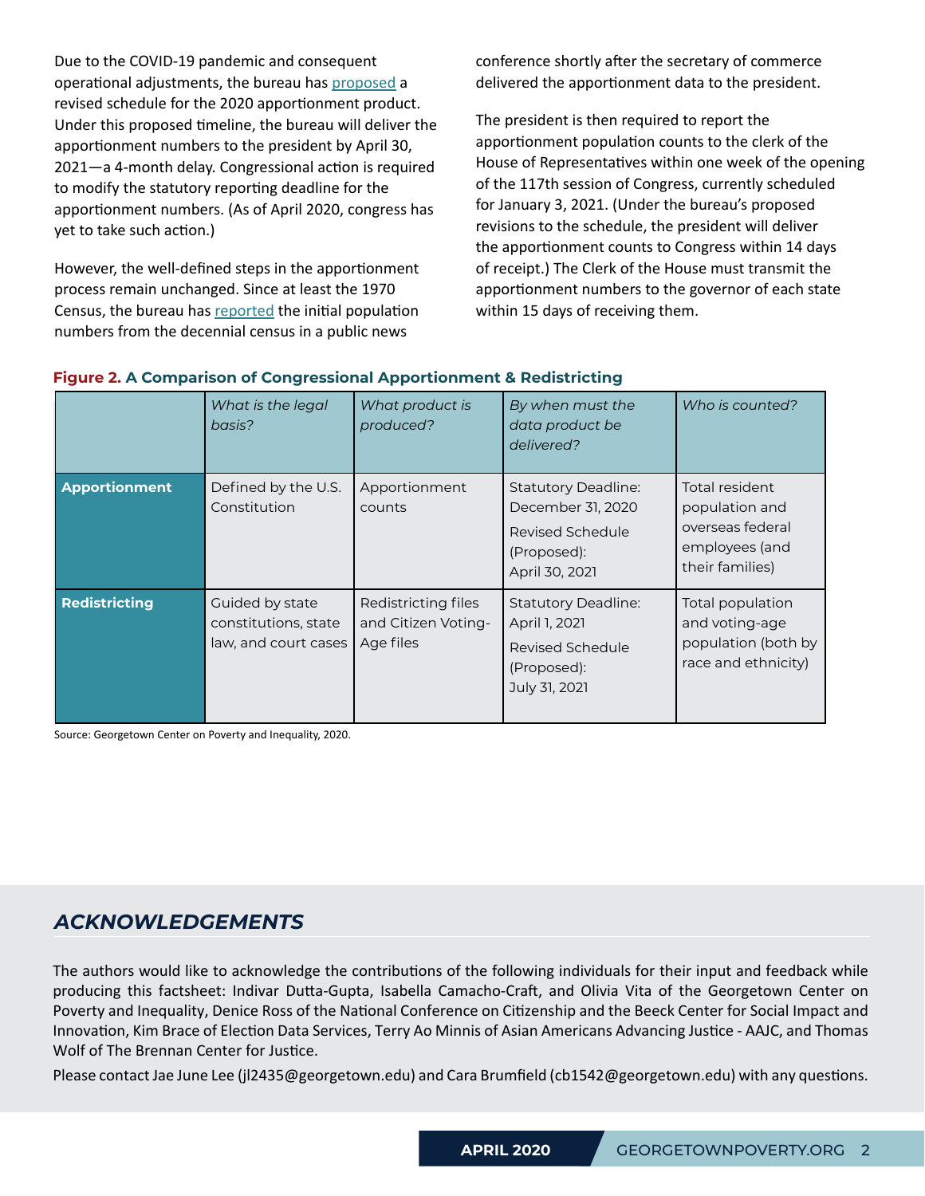Due to the COVID-19 pandemic and consequent operational adjustments, the bureau has proposed a revised schedule for the 2020 apportionment product. Under this proposed timeline, the bureau will deliver the apportionment numbers to the president by April 30, 2021—a 4-month delay. Congressional action is required to modify the statutory reporting deadline for the apportionment numbers. (As of April 2020, congress has yet to take such action.)

However, the well-defined steps in the apportionment process remain unchanged. Since at least the 1970 Census, the bureau has reported the initial population numbers from the decennial census in a public news conference shortly after the secretary of commerce delivered the apportionment data to the president.

The president is then required to report the apportionment population counts to the clerk of the House of Representatives within one week of the opening of the 117th session of Congress, currently scheduled for January 3, 2021. (Under the bureau's proposed revisions to the schedule, the president will deliver the apportionment counts to Congress within 14 days of receipt.) The Clerk of the House must transmit the apportionment numbers to the governor of each state within 15 days of receiving them.

**Figure 2. A Comparison of Congressional Apportionment & Redistricting**

| | *What is the legal basis?* | *What product is produced?* | *By when must the data product be delivered?* | *Who is counted?* |
|---|---|---|---|---|
| **Apportionment** | Defined by the U.S. Constitution | Apportionment counts | Statutory Deadline: December 31, 2020<br>Revised Schedule (Proposed): April 30, 2021 | Total resident population and overseas federal employees (and their families) |
| **Redistricting** | Guided by state constitutions, state law, and court cases | Redistricting files and Citizen Voting-Age files | Statutory Deadline: April 1, 2021<br>Revised Schedule (Proposed): July 31, 2021 | Total population and voting-age population (both by race and ethnicity) |

Source: Georgetown Center on Poverty and Inequality, 2020.

## *ACKNOWLEDGEMENTS*

The authors would like to acknowledge the contributions of the following individuals for their input and feedback while producing this factsheet: Indivar Dutta-Gupta, Isabella Camacho-Craft, and Olivia Vita of the Georgetown Center on Poverty and Inequality, Denice Ross of the National Conference on Citizenship and the Beeck Center for Social Impact and Innovation, Kim Brace of Election Data Services, Terry Ao Minnis of Asian Americans Advancing Justice - AAJC, and Thomas Wolf of The Brennan Center for Justice.

Please contact Jae June Lee (jl2435@georgetown.edu) and Cara Brumfield (cb1542@georgetown.edu) with any questions.